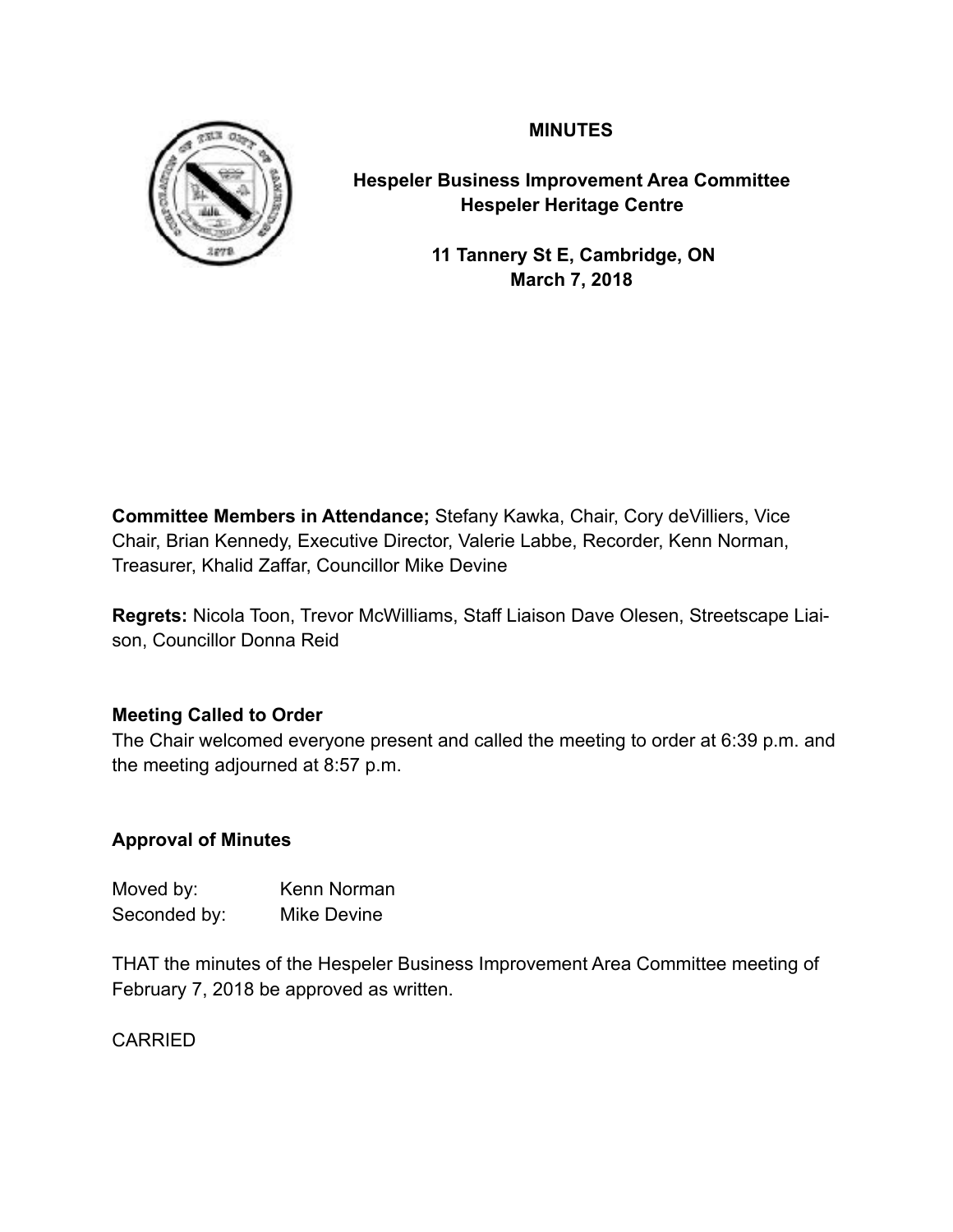**MINUTES**

**Hespeler Business Improvement Area Committee**
**Hespeler Heritage Centre**

**11 Tannery St E, Cambridge, ON**
**March 7, 2018**

**Committee Members in Attendance;** Stefany Kawka, Chair, Cory deVilliers, Vice Chair, Brian Kennedy, Executive Director, Valerie Labbe, Recorder, Kenn Norman, Treasurer, Khalid Zaffar, Councillor Mike Devine

**Regrets:** Nicola Toon, Trevor McWilliams, Staff Liaison Dave Olesen, Streetscape Liaison, Councillor Donna Reid

**Meeting Called to Order**

The Chair welcomed everyone present and called the meeting to order at 6:39 p.m. and the meeting adjourned at 8:57 p.m.

**Approval of Minutes**

Moved by: Kenn Norman
Seconded by: Mike Devine

THAT the minutes of the Hespeler Business Improvement Area Committee meeting of February 7, 2018 be approved as written.

CARRIED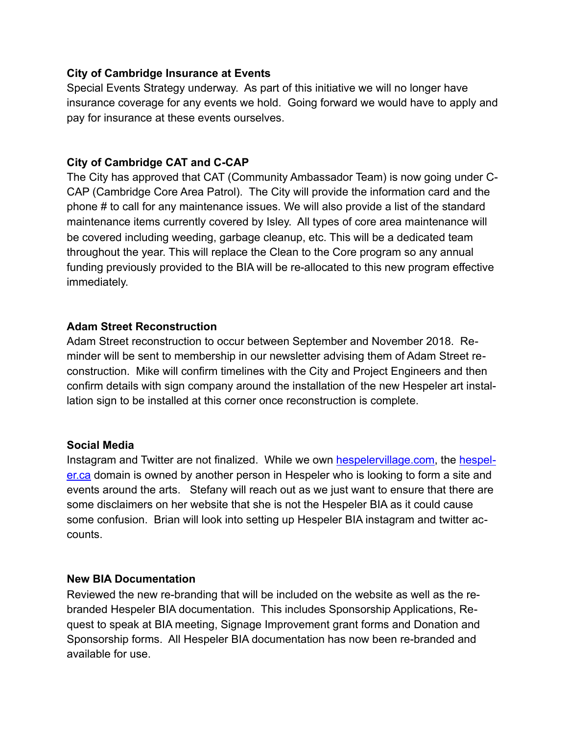**City of Cambridge Insurance at Events**

Special Events Strategy underway. As part of this initiative we will no longer have insurance coverage for any events we hold. Going forward we would have to apply and pay for insurance at these events ourselves.

**City of Cambridge CAT and C-CAP**

The City has approved that CAT (Community Ambassador Team) is now going under C-CAP (Cambridge Core Area Patrol). The City will provide the information card and the phone # to call for any maintenance issues. We will also provide a list of the standard maintenance items currently covered by Isley. All types of core area maintenance will be covered including weeding, garbage cleanup, etc. This will be a dedicated team throughout the year. This will replace the Clean to the Core program so any annual funding previously provided to the BIA will be re-allocated to this new program effective immediately.

**Adam Street Reconstruction**

Adam Street reconstruction to occur between September and November 2018. Reminder will be sent to membership in our newsletter advising them of Adam Street reconstruction. Mike will confirm timelines with the City and Project Engineers and then confirm details with sign company around the installation of the new Hespeler art installation sign to be installed at this corner once reconstruction is complete.

**Social Media**

Instagram and Twitter are not finalized. While we own hespelervillage.com, the hespeler.ca domain is owned by another person in Hespeler who is looking to form a site and events around the arts. Stefany will reach out as we just want to ensure that there are some disclaimers on her website that she is not the Hespeler BIA as it could cause some confusion. Brian will look into setting up Hespeler BIA instagram and twitter accounts.

**New BIA Documentation**

Reviewed the new re-branding that will be included on the website as well as the re-branded Hespeler BIA documentation. This includes Sponsorship Applications, Request to speak at BIA meeting, Signage Improvement grant forms and Donation and Sponsorship forms. All Hespeler BIA documentation has now been re-branded and available for use.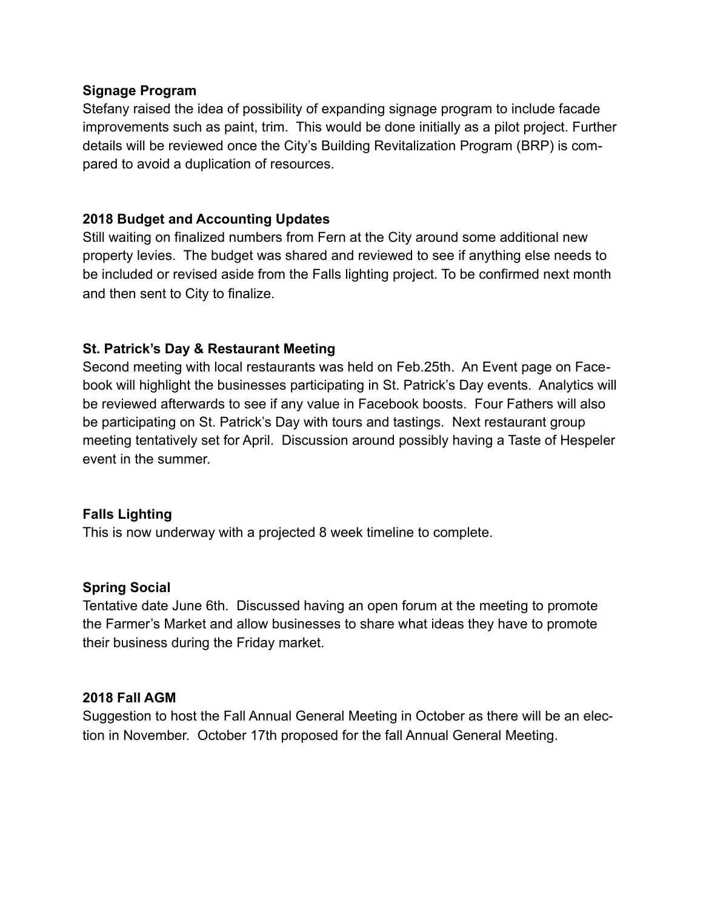**Signage Program**

Stefany raised the idea of possibility of expanding signage program to include facade improvements such as paint, trim. This would be done initially as a pilot project. Further details will be reviewed once the City's Building Revitalization Program (BRP) is compared to avoid a duplication of resources.

**2018 Budget and Accounting Updates**

Still waiting on finalized numbers from Fern at the City around some additional new property levies. The budget was shared and reviewed to see if anything else needs to be included or revised aside from the Falls lighting project. To be confirmed next month and then sent to City to finalize.

**St. Patrick's Day & Restaurant Meeting**

Second meeting with local restaurants was held on Feb.25th. An Event page on Facebook will highlight the businesses participating in St. Patrick's Day events. Analytics will be reviewed afterwards to see if any value in Facebook boosts. Four Fathers will also be participating on St. Patrick's Day with tours and tastings. Next restaurant group meeting tentatively set for April. Discussion around possibly having a Taste of Hespeler event in the summer.

**Falls Lighting**

This is now underway with a projected 8 week timeline to complete.

**Spring Social**

Tentative date June 6th. Discussed having an open forum at the meeting to promote the Farmer's Market and allow businesses to share what ideas they have to promote their business during the Friday market.

**2018 Fall AGM**

Suggestion to host the Fall Annual General Meeting in October as there will be an election in November. October 17th proposed for the fall Annual General Meeting.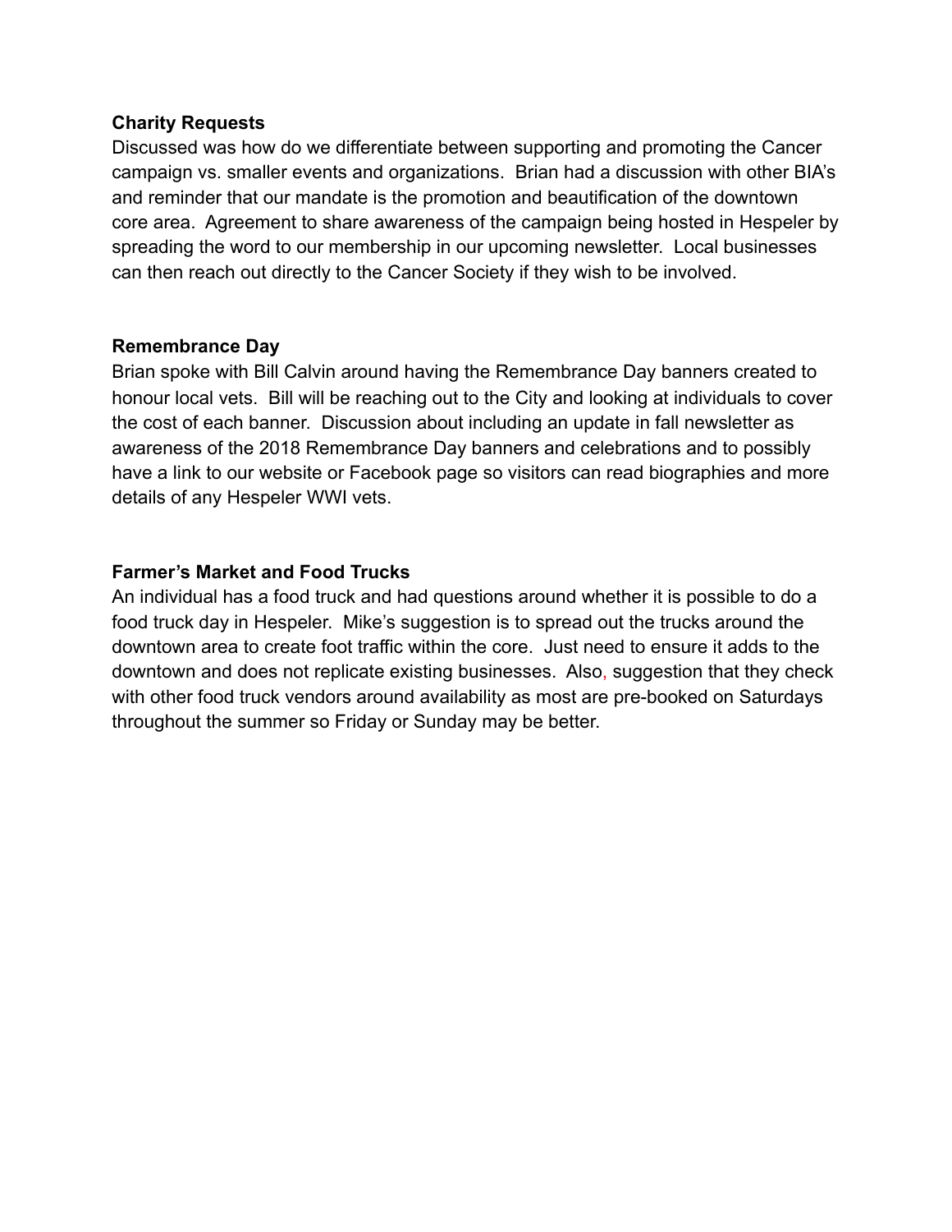**Charity Requests**

Discussed was how do we differentiate between supporting and promoting the Cancer campaign vs. smaller events and organizations. Brian had a discussion with other BIA's and reminder that our mandate is the promotion and beautification of the downtown core area. Agreement to share awareness of the campaign being hosted in Hespeler by spreading the word to our membership in our upcoming newsletter. Local businesses can then reach out directly to the Cancer Society if they wish to be involved.

**Remembrance Day**

Brian spoke with Bill Calvin around having the Remembrance Day banners created to honour local vets. Bill will be reaching out to the City and looking at individuals to cover the cost of each banner. Discussion about including an update in fall newsletter as awareness of the 2018 Remembrance Day banners and celebrations and to possibly have a link to our website or Facebook page so visitors can read biographies and more details of any Hespeler WWI vets.

**Farmer's Market and Food Trucks**

An individual has a food truck and had questions around whether it is possible to do a food truck day in Hespeler. Mike's suggestion is to spread out the trucks around the downtown area to create foot traffic within the core. Just need to ensure it adds to the downtown and does not replicate existing businesses. Also, suggestion that they check with other food truck vendors around availability as most are pre-booked on Saturdays throughout the summer so Friday or Sunday may be better.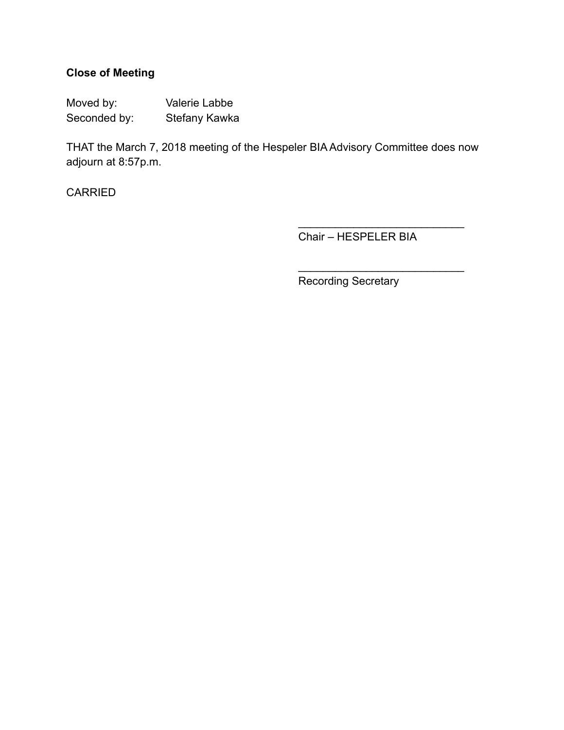**Close of Meeting**

Moved by: Valerie Labbe
Seconded by: Stefany Kawka

THAT the March 7, 2018 meeting of the Hespeler BIA Advisory Committee does now adjourn at 8:57p.m.

CARRIED

___________________________
Chair – HESPELER BIA

___________________________
Recording Secretary